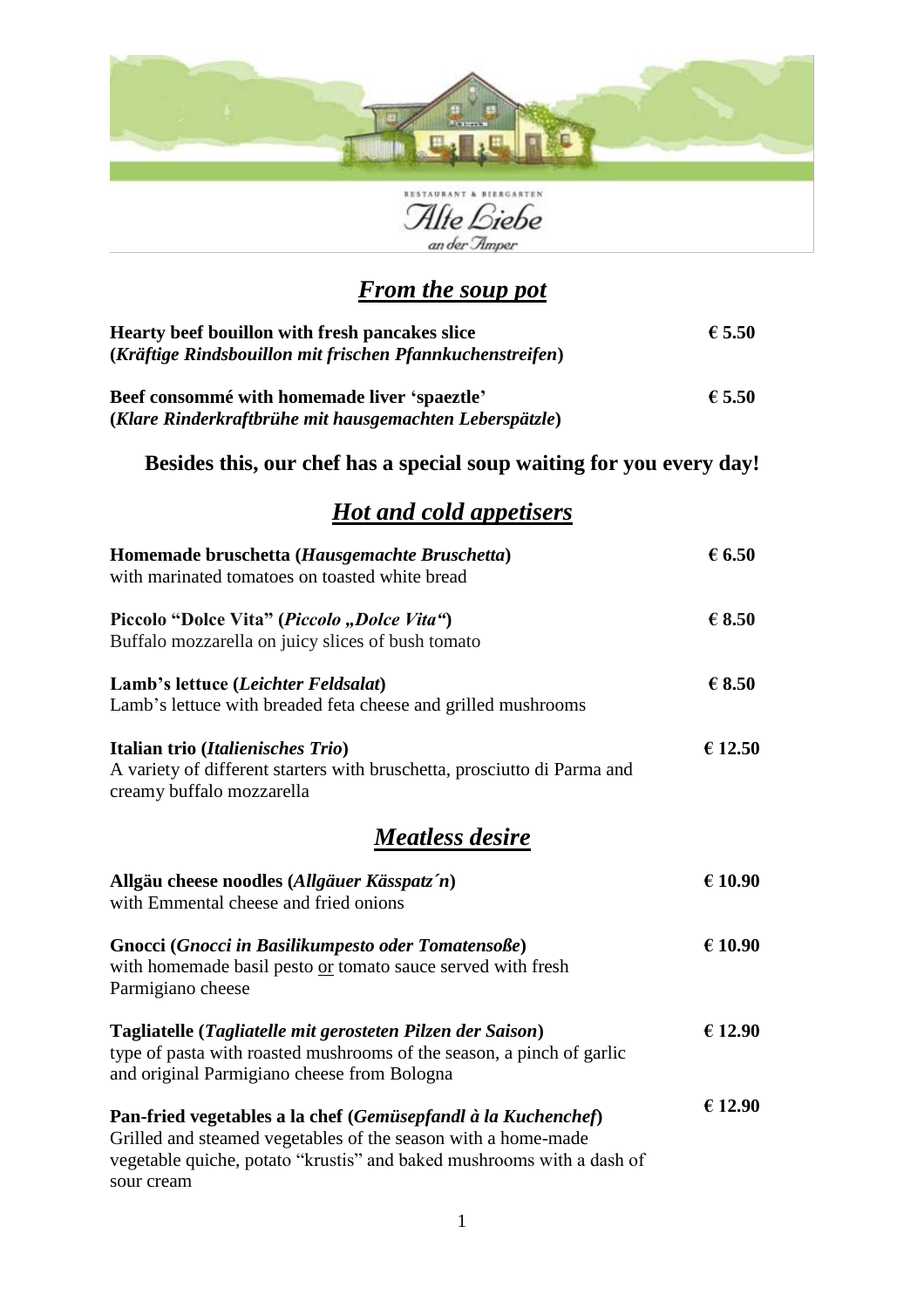RESTAURANT & BIERGARTEN

Alte Liebe

an der Amper

## ***From the soup pot***

**Hearty beef bouillon with fresh pancakes slice** **€ 5.50**
**(*Kräftige Rindsbouillon mit frischen Pfannkuchenstreifen*)**

**Beef consommé with homemade liver 'spaeztle'** **€ 5.50**
**(*Klare Rinderkraftbrühe mit hausgemachten Leberspätzle*)**

**Besides this, our chef has a special soup waiting for you every day!**

## ***Hot and cold appetisers***

**Homemade bruschetta (*Hausgemachte Bruschetta*)** **€ 6.50**
with marinated tomatoes on toasted white bread

**Piccolo "Dolce Vita" (*Piccolo „Dolce Vita"*)** **€ 8.50**
Buffalo mozzarella on juicy slices of bush tomato

**Lamb's lettuce (*Leichter Feldsalat*)** **€ 8.50**
Lamb's lettuce with breaded feta cheese and grilled mushrooms

**Italian trio (*Italienisches Trio*)** **€ 12.50**
A variety of different starters with bruschetta, prosciutto di Parma and creamy buffalo mozzarella

## ***Meatless desire***

**Allgäu cheese noodles (*Allgäuer Kässpatz´n*)** **€ 10.90**
with Emmental cheese and fried onions

**Gnocci (*Gnocci in Basilikumpesto oder Tomatensoße*)** **€ 10.90**
with homemade basil pesto or tomato sauce served with fresh Parmigiano cheese

**Tagliatelle (*Tagliatelle mit gerosteten Pilzen der Saison*)** **€ 12.90**
type of pasta with roasted mushrooms of the season, a pinch of garlic and original Parmigiano cheese from Bologna

**Pan-fried vegetables a la chef (*Gemüsepfandl à la Kuchenchef*)** **€ 12.90**
Grilled and steamed vegetables of the season with a home-made vegetable quiche, potato "krustis" and baked mushrooms with a dash of sour cream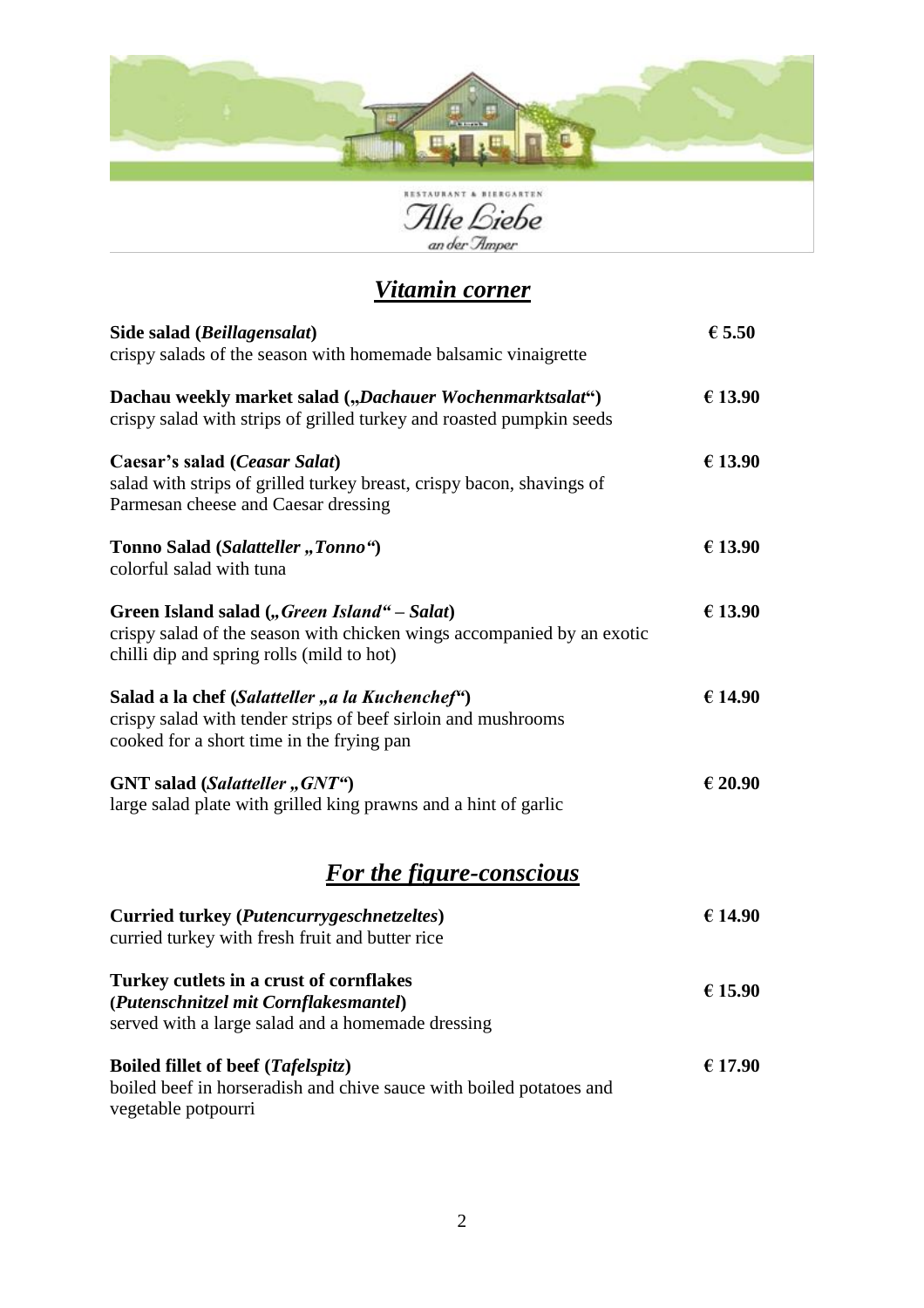RESTAURANT & BIERGARTEN

Alte Liebe

an der Amper

## *Vitamin corner*

**Side salad (*Beillagensalat*)** — **€ 5.50**
crispy salads of the season with homemade balsamic vinaigrette

**Dachau weekly market salad („*Dachauer Wochenmarktsalat*“)** — **€ 13.90**
crispy salad with strips of grilled turkey and roasted pumpkin seeds

**Caesar’s salad (*Ceasar Salat*)** — **€ 13.90**
salad with strips of grilled turkey breast, crispy bacon, shavings of Parmesan cheese and Caesar dressing

**Tonno Salad (*Salatteller „Tonno“*)** — **€ 13.90**
colorful salad with tuna

**Green Island salad (*„Green Island“ – Salat*)** — **€ 13.90**
crispy salad of the season with chicken wings accompanied by an exotic chilli dip and spring rolls (mild to hot)

**Salad a la chef (*Salatteller „a la Kuchenchef“*)** — **€ 14.90**
crispy salad with tender strips of beef sirloin and mushrooms cooked for a short time in the frying pan

**GNT salad (*Salatteller „GNT“*)** — **€ 20.90**
large salad plate with grilled king prawns and a hint of garlic

## *For the figure-conscious*

**Curried turkey (*Putencurrygeschnetzeltes*)** — **€ 14.90**
curried turkey with fresh fruit and butter rice

**Turkey cutlets in a crust of cornflakes (*Putenschnitzel mit Cornflakesmantel*)** — **€ 15.90**
served with a large salad and a homemade dressing

**Boiled fillet of beef (*Tafelspitz*)** — **€ 17.90**
boiled beef in horseradish and chive sauce with boiled potatoes and vegetable potpourri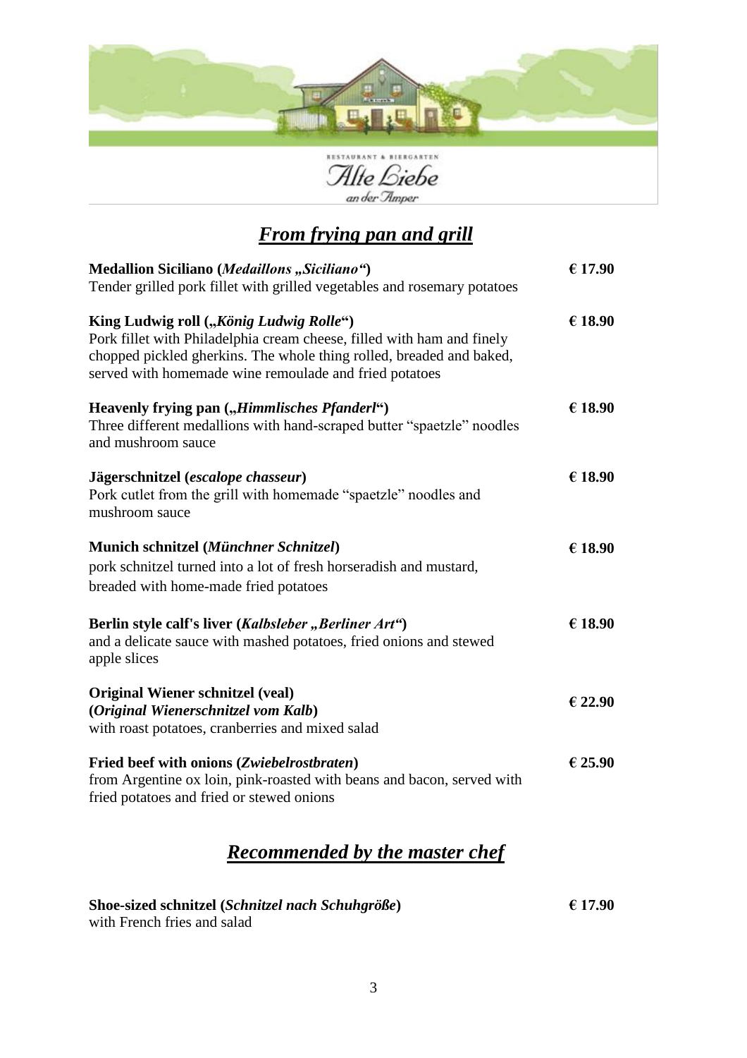RESTAURANT & BIERGARTEN

Alte Liebe

an der Amper

## *From frying pan and grill*

**Medallion Siciliano (*Medaillons „Siciliano“*)** **€ 17.90**
Tender grilled pork fillet with grilled vegetables and rosemary potatoes

**King Ludwig roll (*„König Ludwig Rolle“*)** **€ 18.90**
Pork fillet with Philadelphia cream cheese, filled with ham and finely chopped pickled gherkins. The whole thing rolled, breaded and baked, served with homemade wine remoulade and fried potatoes

**Heavenly frying pan (*„Himmlisches Pfanderl“*)** **€ 18.90**
Three different medallions with hand-scraped butter "spaetzle" noodles and mushroom sauce

**Jägerschnitzel (*escalope chasseur*)** **€ 18.90**
Pork cutlet from the grill with homemade "spaetzle" noodles and mushroom sauce

**Munich schnitzel (*Münchner Schnitzel*)** **€ 18.90**
pork schnitzel turned into a lot of fresh horseradish and mustard, breaded with home-made fried potatoes

**Berlin style calf's liver (*Kalbsleber „Berliner Art“*)** **€ 18.90**
and a delicate sauce with mashed potatoes, fried onions and stewed apple slices

**Original Wiener schnitzel (veal)**
**(*Original Wienerschnitzel vom Kalb*)** **€ 22.90**
with roast potatoes, cranberries and mixed salad

**Fried beef with onions (*Zwiebelrostbraten*)** **€ 25.90**
from Argentine ox loin, pink-roasted with beans and bacon, served with fried potatoes and fried or stewed onions

## *Recommended by the master chef*

**Shoe-sized schnitzel (*Schnitzel nach Schuhgröße*)** **€ 17.90**
with French fries and salad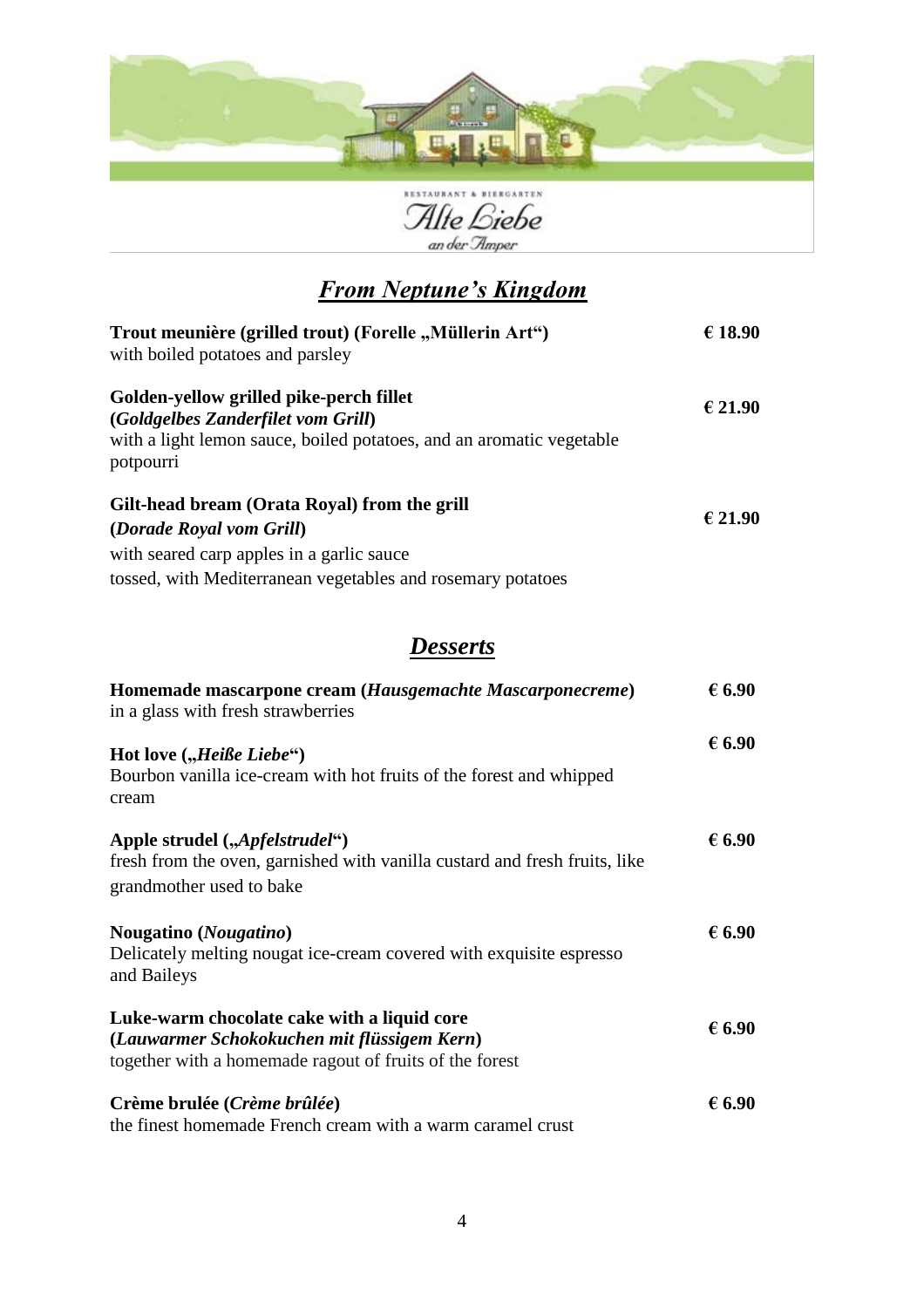RESTAURANT & BIERGARTEN

Alte Liebe

an der Amper

## *From Neptune's Kingdom*

**Trout meunière (grilled trout) (Forelle „Müllerin Art")** **€ 18.90**
with boiled potatoes and parsley

**Golden-yellow grilled pike-perch fillet** **€ 21.90**
**(*Goldgelbes Zanderfilet vom Grill*)**
with a light lemon sauce, boiled potatoes, and an aromatic vegetable potpourri

**Gilt-head bream (Orata Royal) from the grill** **€ 21.90**
**(*Dorade Royal vom Grill*)**
with seared carp apples in a garlic sauce
tossed, with Mediterranean vegetables and rosemary potatoes

## *Desserts*

**Homemade mascarpone cream (*Hausgemachte Mascarponecreme*)** **€ 6.90**
in a glass with fresh strawberries

**Hot love („*Heiße Liebe*")** **€ 6.90**
Bourbon vanilla ice-cream with hot fruits of the forest and whipped cream

**Apple strudel („*Apfelstrudel*")** **€ 6.90**
fresh from the oven, garnished with vanilla custard and fresh fruits, like grandmother used to bake

**Nougatino (*Nougatino*)** **€ 6.90**
Delicately melting nougat ice-cream covered with exquisite espresso and Baileys

**Luke-warm chocolate cake with a liquid core** **€ 6.90**
**(*Lauwarmer Schokokuchen mit flüssigem Kern*)**
together with a homemade ragout of fruits of the forest

**Crème brulée (*Crème brûlée*)** **€ 6.90**
the finest homemade French cream with a warm caramel crust